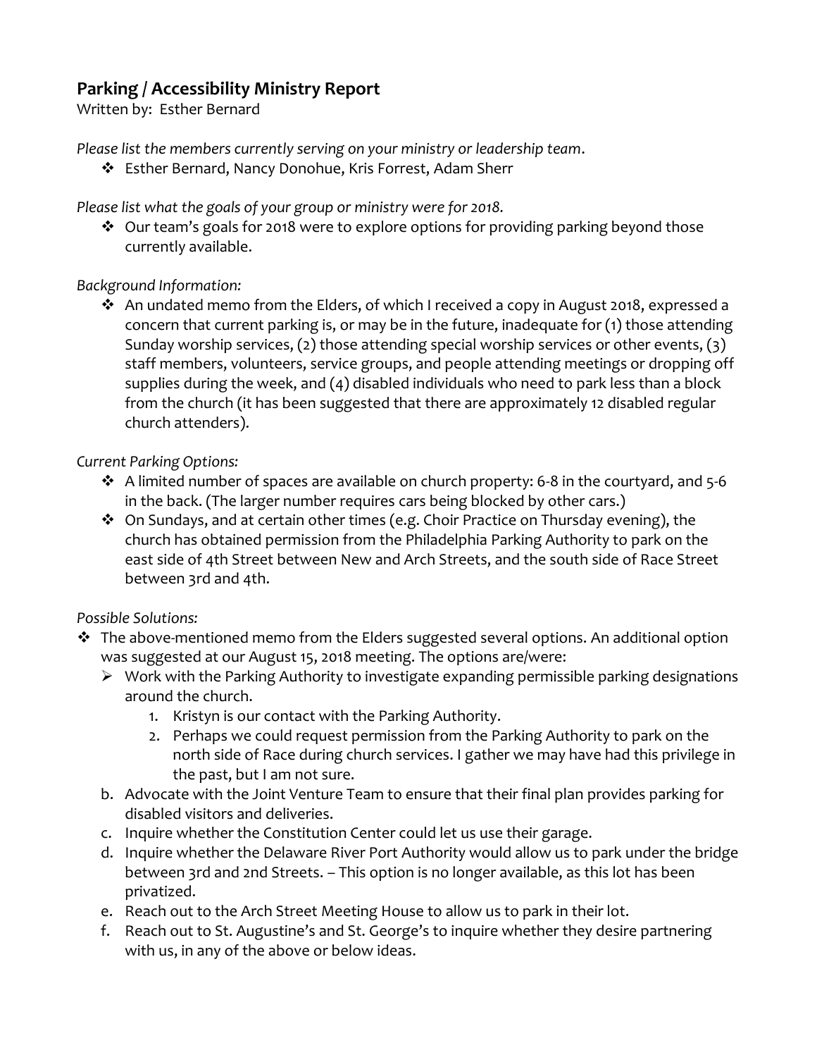## Parking / Accessibility Ministry Report

Written by: Esther Bernard

*Please list the members currently serving on your ministry or leadership team*.

- Esther Bernard, Nancy Donohue, Kris Forrest, Adam Sherr

*Please list what the goals of your group or ministry were for 2018.*

- Our team's goals for 2018 were to explore options for providing parking beyond those currently available.

*Background Information:*

- An undated memo from the Elders, of which I received a copy in August 2018, expressed a concern that current parking is, or may be in the future, inadequate for (1) those attending Sunday worship services, (2) those attending special worship services or other events, (3) staff members, volunteers, service groups, and people attending meetings or dropping off supplies during the week, and (4) disabled individuals who need to park less than a block from the church (it has been suggested that there are approximately 12 disabled regular church attenders).

*Current Parking Options:*

- A limited number of spaces are available on church property: 6-8 in the courtyard, and 5-6 in the back. (The larger number requires cars being blocked by other cars.)
- On Sundays, and at certain other times (e.g. Choir Practice on Thursday evening), the church has obtained permission from the Philadelphia Parking Authority to park on the east side of 4th Street between New and Arch Streets, and the south side of Race Street between 3rd and 4th.

*Possible Solutions:*

- The above-mentioned memo from the Elders suggested several options. An additional option was suggested at our August 15, 2018 meeting. The options are/were:
  - Work with the Parking Authority to investigate expanding permissible parking designations around the church.
    1. Kristyn is our contact with the Parking Authority.
    2. Perhaps we could request permission from the Parking Authority to park on the north side of Race during church services. I gather we may have had this privilege in the past, but I am not sure.

  b. Advocate with the Joint Venture Team to ensure that their final plan provides parking for disabled visitors and deliveries.

  c. Inquire whether the Constitution Center could let us use their garage.

  d. Inquire whether the Delaware River Port Authority would allow us to park under the bridge between 3rd and 2nd Streets. – This option is no longer available, as this lot has been privatized.

  e. Reach out to the Arch Street Meeting House to allow us to park in their lot.

  f. Reach out to St. Augustine's and St. George's to inquire whether they desire partnering with us, in any of the above or below ideas.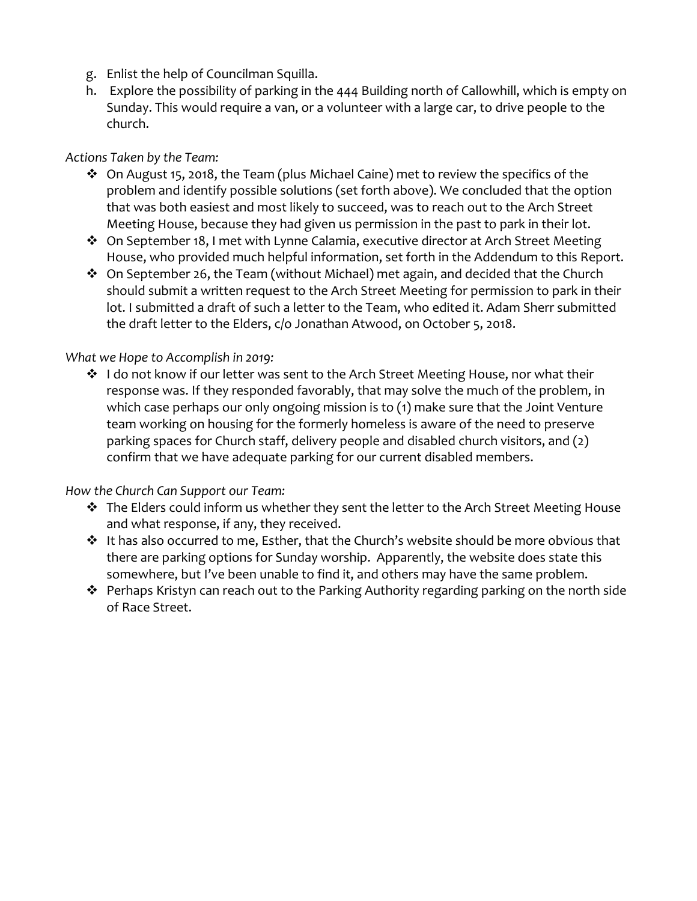g. Enlist the help of Councilman Squilla.
h. Explore the possibility of parking in the 444 Building north of Callowhill, which is empty on Sunday. This would require a van, or a volunteer with a large car, to drive people to the church.

*Actions Taken by the Team:*

- On August 15, 2018, the Team (plus Michael Caine) met to review the specifics of the problem and identify possible solutions (set forth above). We concluded that the option that was both easiest and most likely to succeed, was to reach out to the Arch Street Meeting House, because they had given us permission in the past to park in their lot.
- On September 18, I met with Lynne Calamia, executive director at Arch Street Meeting House, who provided much helpful information, set forth in the Addendum to this Report.
- On September 26, the Team (without Michael) met again, and decided that the Church should submit a written request to the Arch Street Meeting for permission to park in their lot. I submitted a draft of such a letter to the Team, who edited it. Adam Sherr submitted the draft letter to the Elders, c/o Jonathan Atwood, on October 5, 2018.

*What we Hope to Accomplish in 2019:*

- I do not know if our letter was sent to the Arch Street Meeting House, nor what their response was. If they responded favorably, that may solve the much of the problem, in which case perhaps our only ongoing mission is to (1) make sure that the Joint Venture team working on housing for the formerly homeless is aware of the need to preserve parking spaces for Church staff, delivery people and disabled church visitors, and (2) confirm that we have adequate parking for our current disabled members.

*How the Church Can Support our Team:*

- The Elders could inform us whether they sent the letter to the Arch Street Meeting House and what response, if any, they received.
- It has also occurred to me, Esther, that the Church's website should be more obvious that there are parking options for Sunday worship. Apparently, the website does state this somewhere, but I've been unable to find it, and others may have the same problem.
- Perhaps Kristyn can reach out to the Parking Authority regarding parking on the north side of Race Street.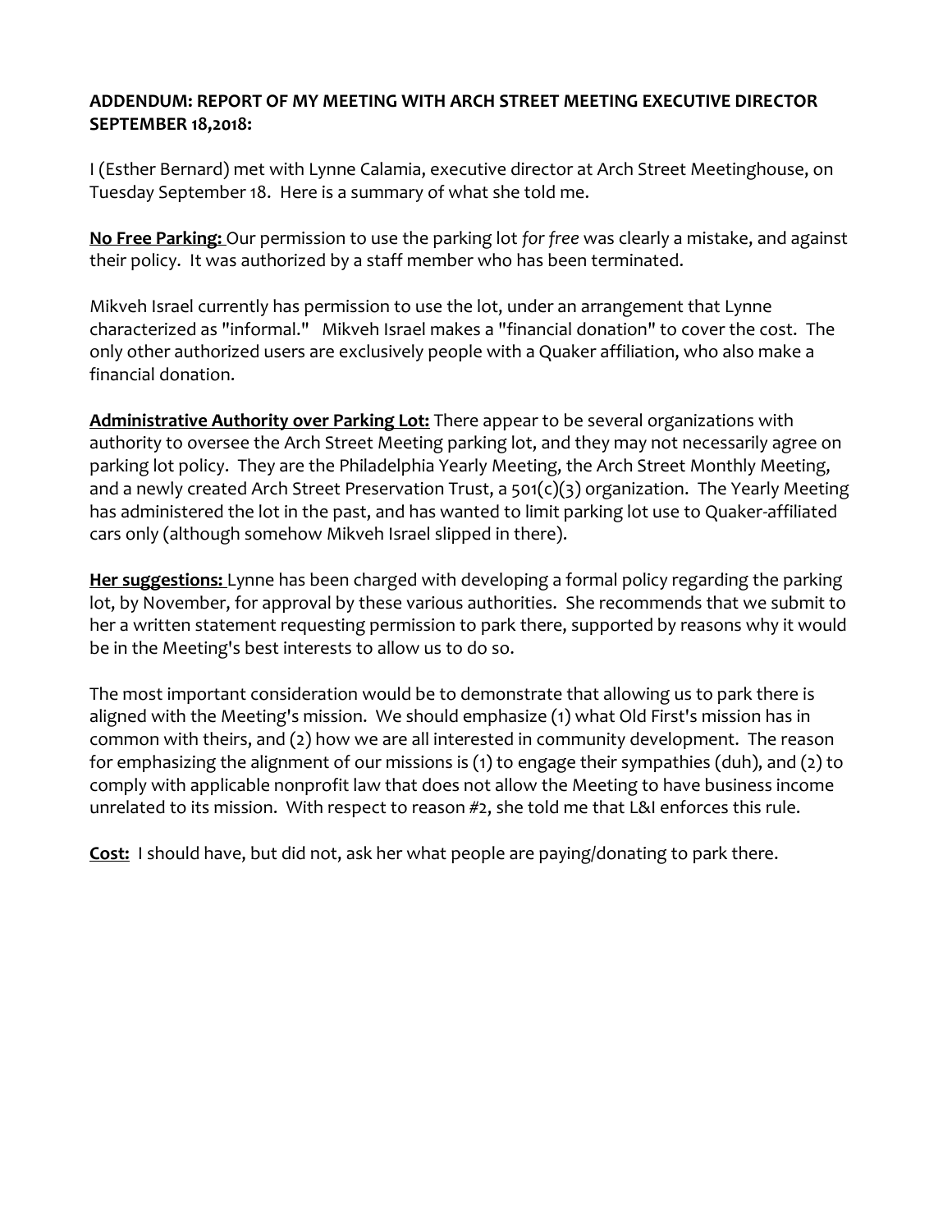**ADDENDUM: REPORT OF MY MEETING WITH ARCH STREET MEETING EXECUTIVE DIRECTOR SEPTEMBER 18,2018:**

I (Esther Bernard) met with Lynne Calamia, executive director at Arch Street Meetinghouse, on Tuesday September 18. Here is a summary of what she told me.

**No Free Parking:** Our permission to use the parking lot *for free* was clearly a mistake, and against their policy. It was authorized by a staff member who has been terminated.

Mikveh Israel currently has permission to use the lot, under an arrangement that Lynne characterized as "informal." Mikveh Israel makes a "financial donation" to cover the cost. The only other authorized users are exclusively people with a Quaker affiliation, who also make a financial donation.

**Administrative Authority over Parking Lot:** There appear to be several organizations with authority to oversee the Arch Street Meeting parking lot, and they may not necessarily agree on parking lot policy. They are the Philadelphia Yearly Meeting, the Arch Street Monthly Meeting, and a newly created Arch Street Preservation Trust, a 501(c)(3) organization. The Yearly Meeting has administered the lot in the past, and has wanted to limit parking lot use to Quaker-affiliated cars only (although somehow Mikveh Israel slipped in there).

**Her suggestions:** Lynne has been charged with developing a formal policy regarding the parking lot, by November, for approval by these various authorities. She recommends that we submit to her a written statement requesting permission to park there, supported by reasons why it would be in the Meeting's best interests to allow us to do so.

The most important consideration would be to demonstrate that allowing us to park there is aligned with the Meeting's mission. We should emphasize (1) what Old First's mission has in common with theirs, and (2) how we are all interested in community development. The reason for emphasizing the alignment of our missions is (1) to engage their sympathies (duh), and (2) to comply with applicable nonprofit law that does not allow the Meeting to have business income unrelated to its mission. With respect to reason #2, she told me that L&I enforces this rule.

**Cost:** I should have, but did not, ask her what people are paying/donating to park there.